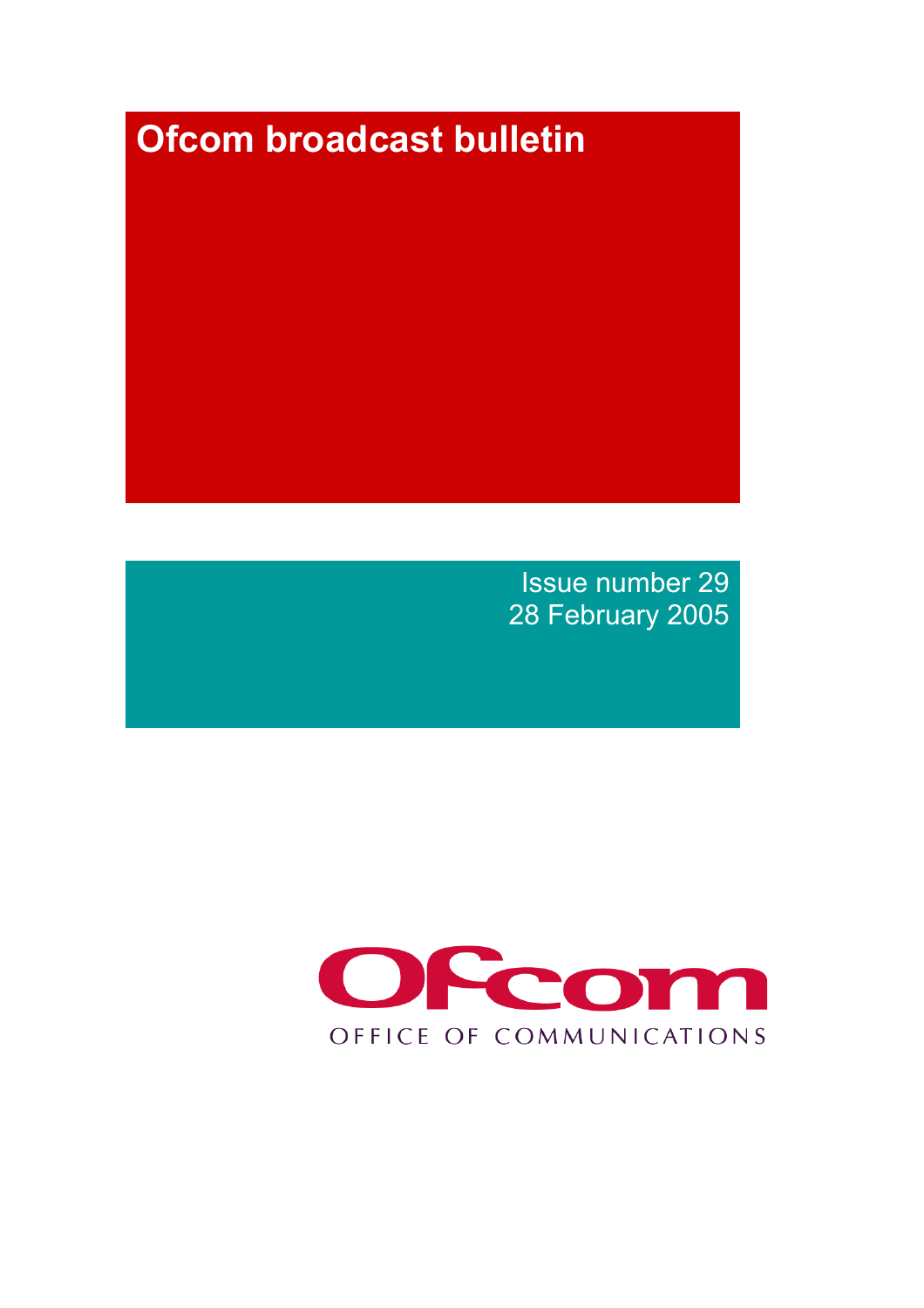# Ofcom broadcast bulletin

Issue number 29
28 February 2005

Ofcom
OFFICE OF COMMUNICATIONS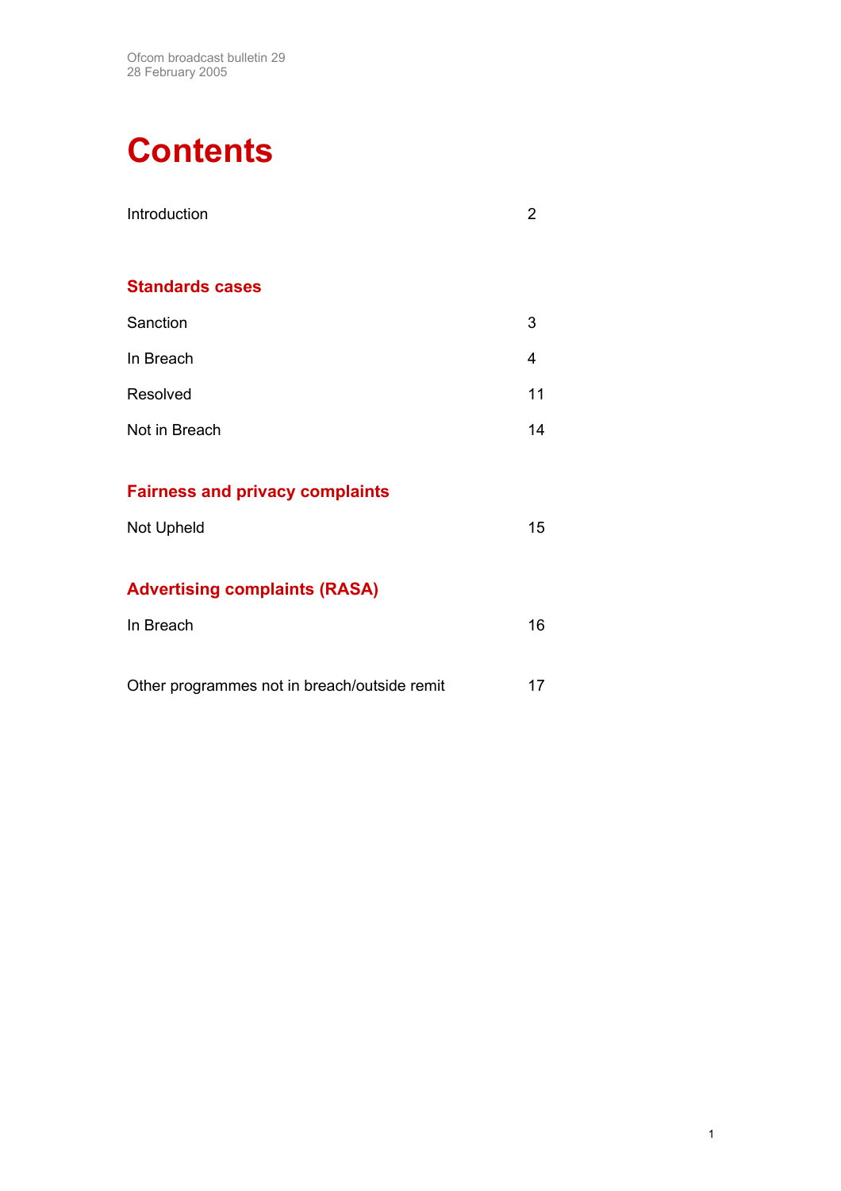Ofcom broadcast bulletin 29
28 February 2005

# Contents

| | |
|---|---|
| Introduction | 2 |

## Standards cases

| | |
|---|---|
| Sanction | 3 |
| In Breach | 4 |
| Resolved | 11 |
| Not in Breach | 14 |

## Fairness and privacy complaints

| | |
|---|---|
| Not Upheld | 15 |

## Advertising complaints (RASA)

| | |
|---|---|
| In Breach | 16 |

| | |
|---|---|
| Other programmes not in breach/outside remit | 17 |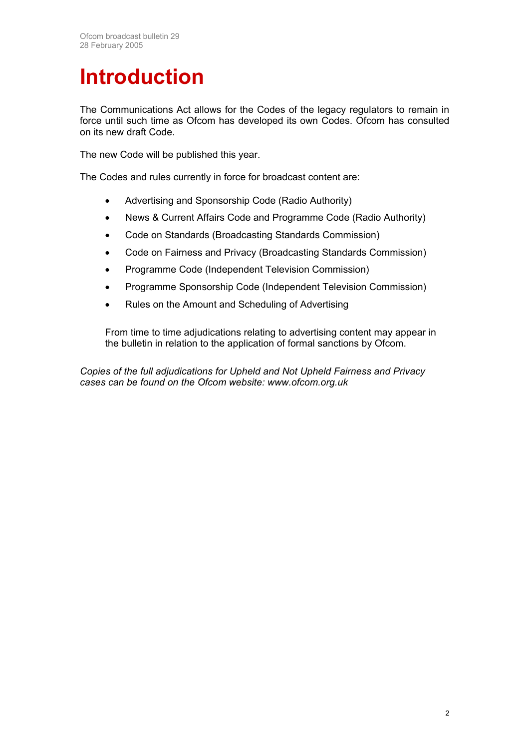# Introduction

The Communications Act allows for the Codes of the legacy regulators to remain in force until such time as Ofcom has developed its own Codes. Ofcom has consulted on its new draft Code.

The new Code will be published this year.

The Codes and rules currently in force for broadcast content are:

- Advertising and Sponsorship Code (Radio Authority)
- News & Current Affairs Code and Programme Code (Radio Authority)
- Code on Standards (Broadcasting Standards Commission)
- Code on Fairness and Privacy (Broadcasting Standards Commission)
- Programme Code (Independent Television Commission)
- Programme Sponsorship Code (Independent Television Commission)
- Rules on the Amount and Scheduling of Advertising

From time to time adjudications relating to advertising content may appear in the bulletin in relation to the application of formal sanctions by Ofcom.

*Copies of the full adjudications for Upheld and Not Upheld Fairness and Privacy cases can be found on the Ofcom website: www.ofcom.org.uk*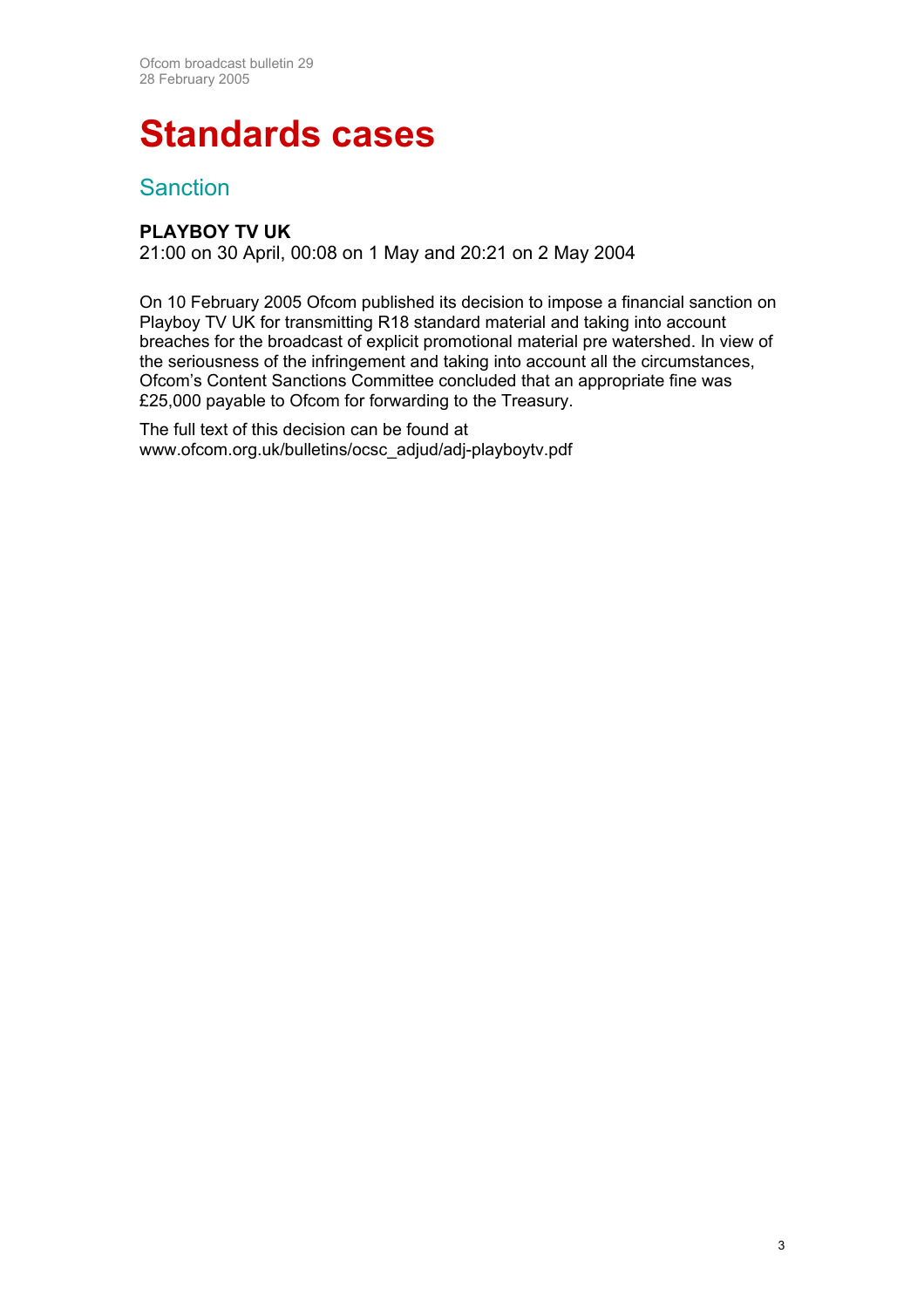# Standards cases

## Sanction

**PLAYBOY TV UK**
21:00 on 30 April, 00:08 on 1 May and 20:21 on 2 May 2004

On 10 February 2005 Ofcom published its decision to impose a financial sanction on Playboy TV UK for transmitting R18 standard material and taking into account breaches for the broadcast of explicit promotional material pre watershed. In view of the seriousness of the infringement and taking into account all the circumstances, Ofcom's Content Sanctions Committee concluded that an appropriate fine was £25,000 payable to Ofcom for forwarding to the Treasury.

The full text of this decision can be found at www.ofcom.org.uk/bulletins/ocsc_adjud/adj-playboytv.pdf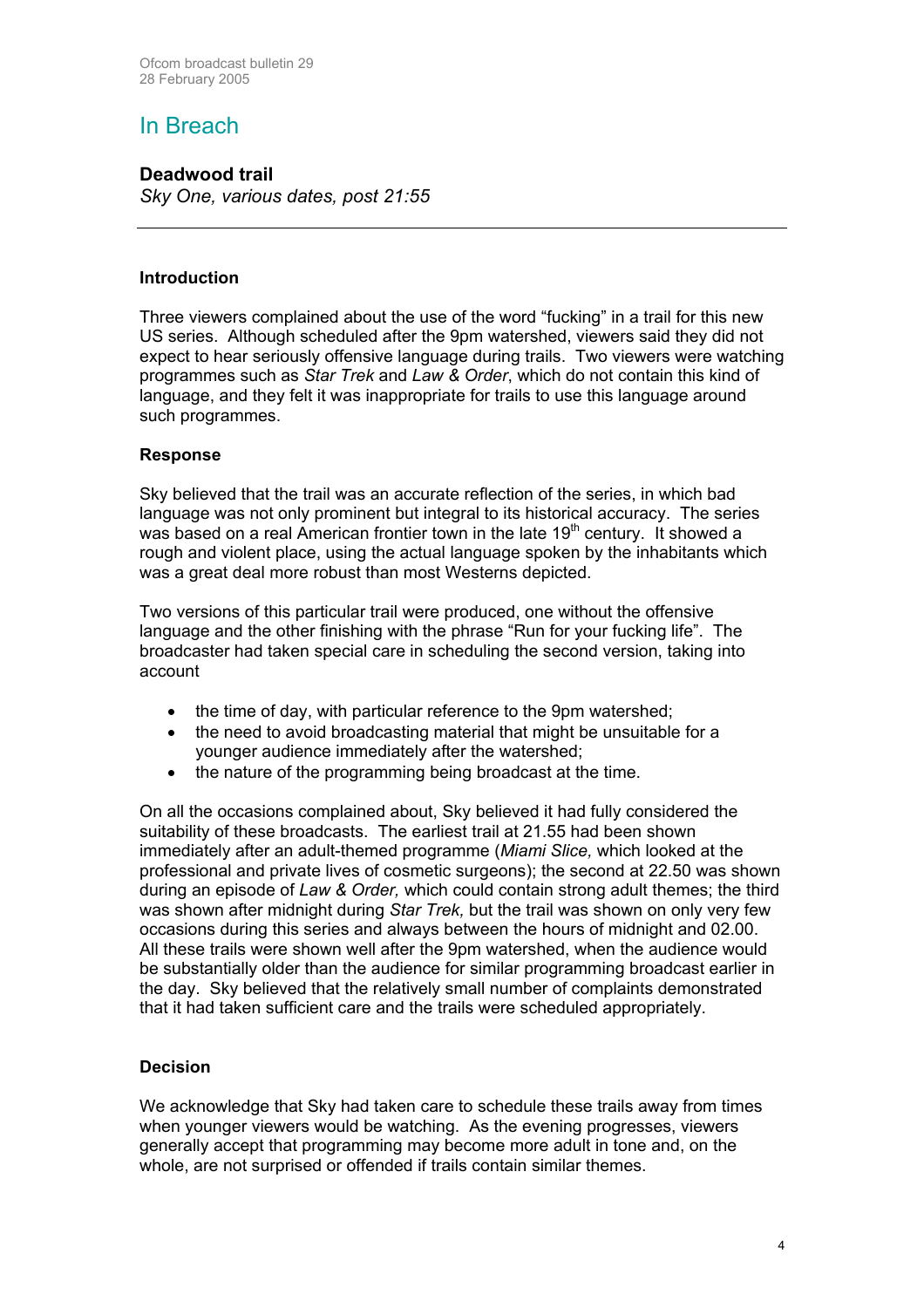# In Breach

### Deadwood trail

*Sky One, various dates, post 21:55*

---

#### Introduction

Three viewers complained about the use of the word "fucking" in a trail for this new US series. Although scheduled after the 9pm watershed, viewers said they did not expect to hear seriously offensive language during trails. Two viewers were watching programmes such as *Star Trek* and *Law & Order*, which do not contain this kind of language, and they felt it was inappropriate for trails to use this language around such programmes.

#### Response

Sky believed that the trail was an accurate reflection of the series, in which bad language was not only prominent but integral to its historical accuracy. The series was based on a real American frontier town in the late 19th century. It showed a rough and violent place, using the actual language spoken by the inhabitants which was a great deal more robust than most Westerns depicted.

Two versions of this particular trail were produced, one without the offensive language and the other finishing with the phrase "Run for your fucking life". The broadcaster had taken special care in scheduling the second version, taking into account

- the time of day, with particular reference to the 9pm watershed;
- the need to avoid broadcasting material that might be unsuitable for a younger audience immediately after the watershed;
- the nature of the programming being broadcast at the time.

On all the occasions complained about, Sky believed it had fully considered the suitability of these broadcasts. The earliest trail at 21.55 had been shown immediately after an adult-themed programme (*Miami Slice,* which looked at the professional and private lives of cosmetic surgeons); the second at 22.50 was shown during an episode of *Law & Order,* which could contain strong adult themes; the third was shown after midnight during *Star Trek,* but the trail was shown on only very few occasions during this series and always between the hours of midnight and 02.00. All these trails were shown well after the 9pm watershed, when the audience would be substantially older than the audience for similar programming broadcast earlier in the day. Sky believed that the relatively small number of complaints demonstrated that it had taken sufficient care and the trails were scheduled appropriately.

#### Decision

We acknowledge that Sky had taken care to schedule these trails away from times when younger viewers would be watching. As the evening progresses, viewers generally accept that programming may become more adult in tone and, on the whole, are not surprised or offended if trails contain similar themes.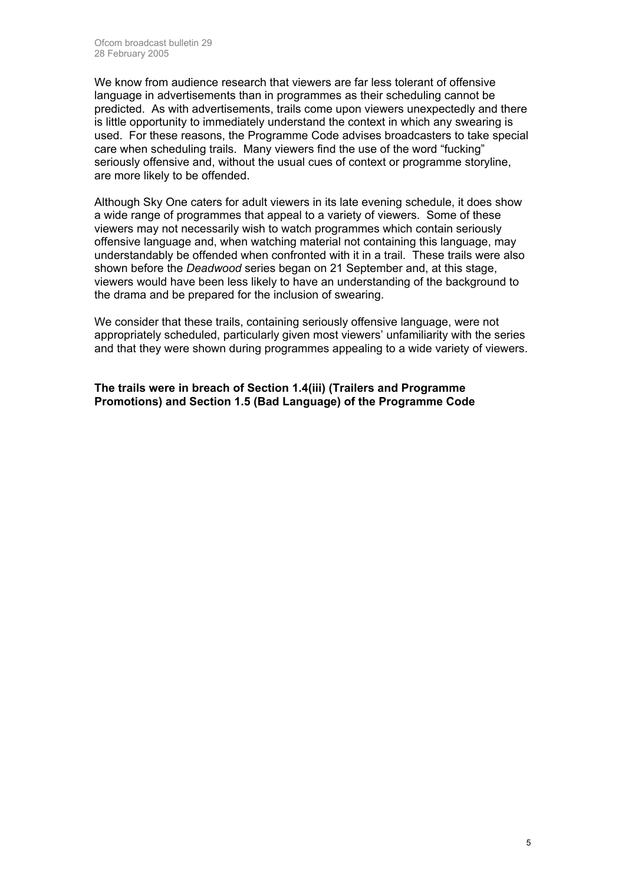We know from audience research that viewers are far less tolerant of offensive language in advertisements than in programmes as their scheduling cannot be predicted. As with advertisements, trails come upon viewers unexpectedly and there is little opportunity to immediately understand the context in which any swearing is used. For these reasons, the Programme Code advises broadcasters to take special care when scheduling trails. Many viewers find the use of the word "fucking" seriously offensive and, without the usual cues of context or programme storyline, are more likely to be offended.

Although Sky One caters for adult viewers in its late evening schedule, it does show a wide range of programmes that appeal to a variety of viewers. Some of these viewers may not necessarily wish to watch programmes which contain seriously offensive language and, when watching material not containing this language, may understandably be offended when confronted with it in a trail. These trails were also shown before the *Deadwood* series began on 21 September and, at this stage, viewers would have been less likely to have an understanding of the background to the drama and be prepared for the inclusion of swearing.

We consider that these trails, containing seriously offensive language, were not appropriately scheduled, particularly given most viewers' unfamiliarity with the series and that they were shown during programmes appealing to a wide variety of viewers.

**The trails were in breach of Section 1.4(iii) (Trailers and Programme Promotions) and Section 1.5 (Bad Language) of the Programme Code**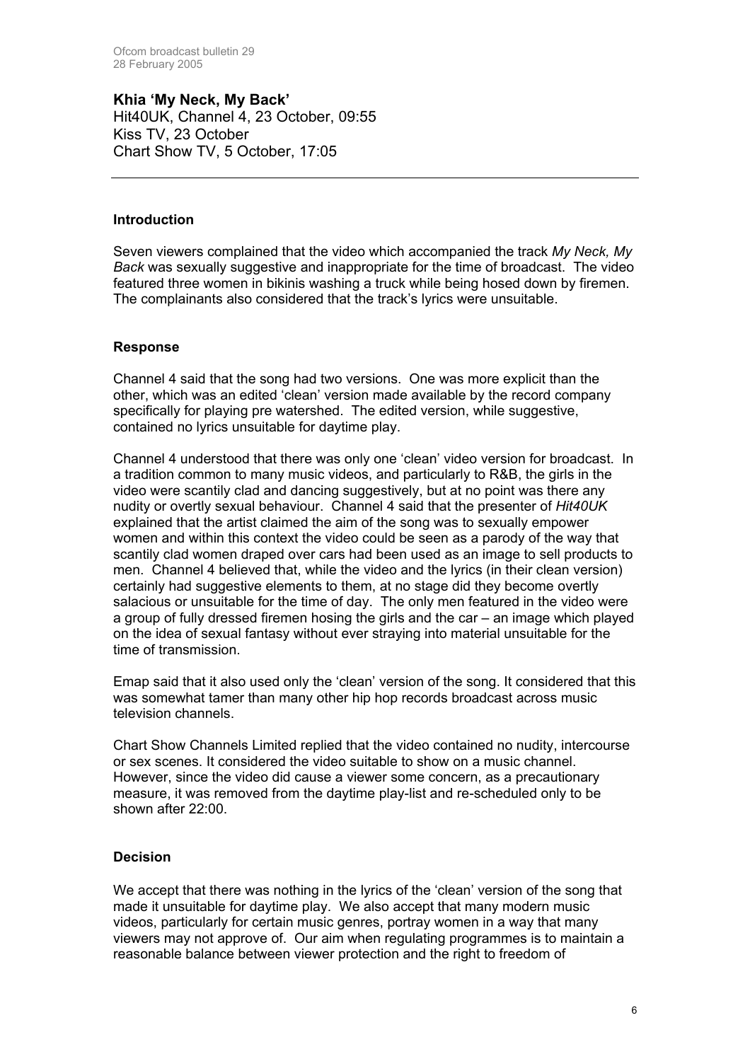**Khia 'My Neck, My Back'**
Hit40UK, Channel 4, 23 October, 09:55
Kiss TV, 23 October
Chart Show TV, 5 October, 17:05

---

**Introduction**

Seven viewers complained that the video which accompanied the track *My Neck, My Back* was sexually suggestive and inappropriate for the time of broadcast. The video featured three women in bikinis washing a truck while being hosed down by firemen. The complainants also considered that the track's lyrics were unsuitable.

**Response**

Channel 4 said that the song had two versions. One was more explicit than the other, which was an edited 'clean' version made available by the record company specifically for playing pre watershed. The edited version, while suggestive, contained no lyrics unsuitable for daytime play.

Channel 4 understood that there was only one 'clean' video version for broadcast. In a tradition common to many music videos, and particularly to R&B, the girls in the video were scantily clad and dancing suggestively, but at no point was there any nudity or overtly sexual behaviour. Channel 4 said that the presenter of *Hit40UK* explained that the artist claimed the aim of the song was to sexually empower women and within this context the video could be seen as a parody of the way that scantily clad women draped over cars had been used as an image to sell products to men. Channel 4 believed that, while the video and the lyrics (in their clean version) certainly had suggestive elements to them, at no stage did they become overtly salacious or unsuitable for the time of day. The only men featured in the video were a group of fully dressed firemen hosing the girls and the car – an image which played on the idea of sexual fantasy without ever straying into material unsuitable for the time of transmission.

Emap said that it also used only the 'clean' version of the song. It considered that this was somewhat tamer than many other hip hop records broadcast across music television channels.

Chart Show Channels Limited replied that the video contained no nudity, intercourse or sex scenes. It considered the video suitable to show on a music channel. However, since the video did cause a viewer some concern, as a precautionary measure, it was removed from the daytime play-list and re-scheduled only to be shown after 22:00.

**Decision**

We accept that there was nothing in the lyrics of the 'clean' version of the song that made it unsuitable for daytime play. We also accept that many modern music videos, particularly for certain music genres, portray women in a way that many viewers may not approve of. Our aim when regulating programmes is to maintain a reasonable balance between viewer protection and the right to freedom of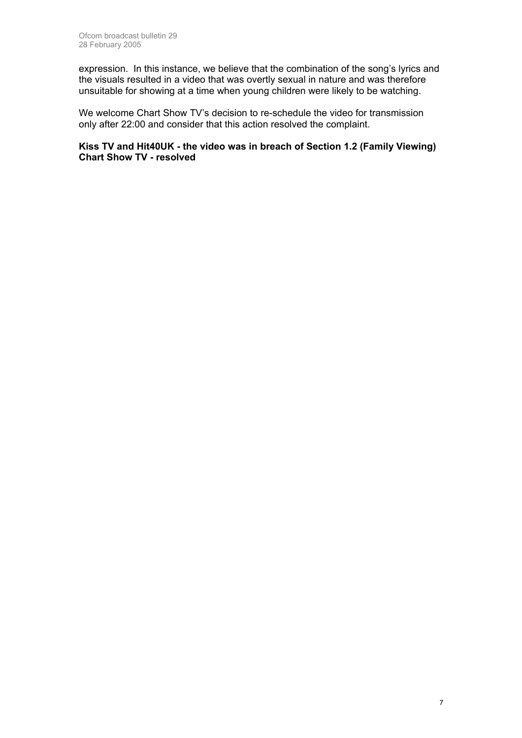expression. In this instance, we believe that the combination of the song's lyrics and the visuals resulted in a video that was overtly sexual in nature and was therefore unsuitable for showing at a time when young children were likely to be watching.

We welcome Chart Show TV's decision to re-schedule the video for transmission only after 22:00 and consider that this action resolved the complaint.

**Kiss TV and Hit40UK - the video was in breach of Section 1.2 (Family Viewing)**
**Chart Show TV - resolved**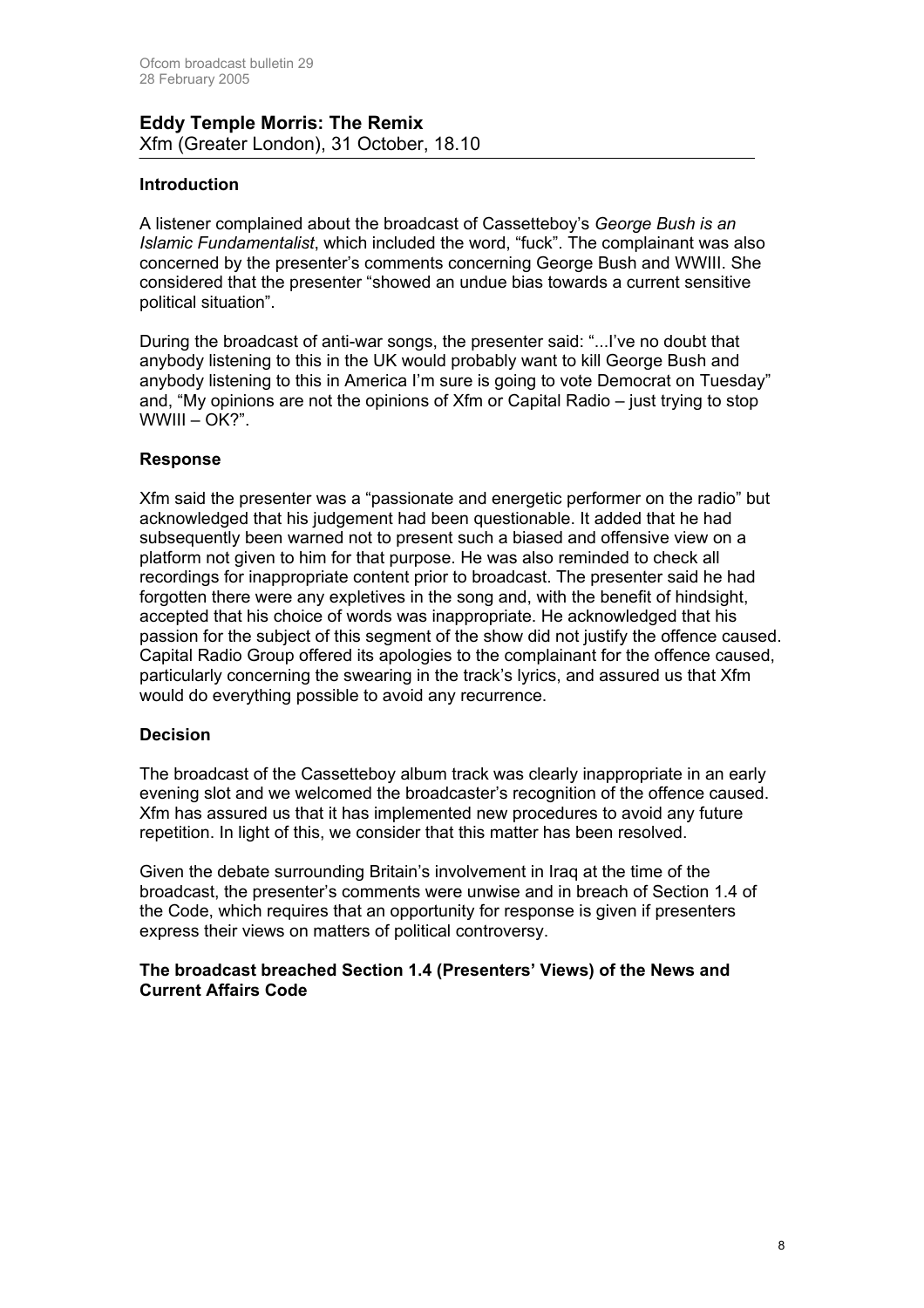## Eddy Temple Morris: The Remix

Xfm (Greater London), 31 October, 18.10

### Introduction

A listener complained about the broadcast of Cassetteboy's *George Bush is an Islamic Fundamentalist*, which included the word, "fuck". The complainant was also concerned by the presenter's comments concerning George Bush and WWIII. She considered that the presenter "showed an undue bias towards a current sensitive political situation".

During the broadcast of anti-war songs, the presenter said: "...I've no doubt that anybody listening to this in the UK would probably want to kill George Bush and anybody listening to this in America I'm sure is going to vote Democrat on Tuesday" and, "My opinions are not the opinions of Xfm or Capital Radio – just trying to stop WWIII – OK?".

### Response

Xfm said the presenter was a "passionate and energetic performer on the radio" but acknowledged that his judgement had been questionable. It added that he had subsequently been warned not to present such a biased and offensive view on a platform not given to him for that purpose. He was also reminded to check all recordings for inappropriate content prior to broadcast. The presenter said he had forgotten there were any expletives in the song and, with the benefit of hindsight, accepted that his choice of words was inappropriate. He acknowledged that his passion for the subject of this segment of the show did not justify the offence caused. Capital Radio Group offered its apologies to the complainant for the offence caused, particularly concerning the swearing in the track's lyrics, and assured us that Xfm would do everything possible to avoid any recurrence.

### Decision

The broadcast of the Cassetteboy album track was clearly inappropriate in an early evening slot and we welcomed the broadcaster's recognition of the offence caused. Xfm has assured us that it has implemented new procedures to avoid any future repetition. In light of this, we consider that this matter has been resolved.

Given the debate surrounding Britain's involvement in Iraq at the time of the broadcast, the presenter's comments were unwise and in breach of Section 1.4 of the Code, which requires that an opportunity for response is given if presenters express their views on matters of political controversy.

**The broadcast breached Section 1.4 (Presenters' Views) of the News and Current Affairs Code**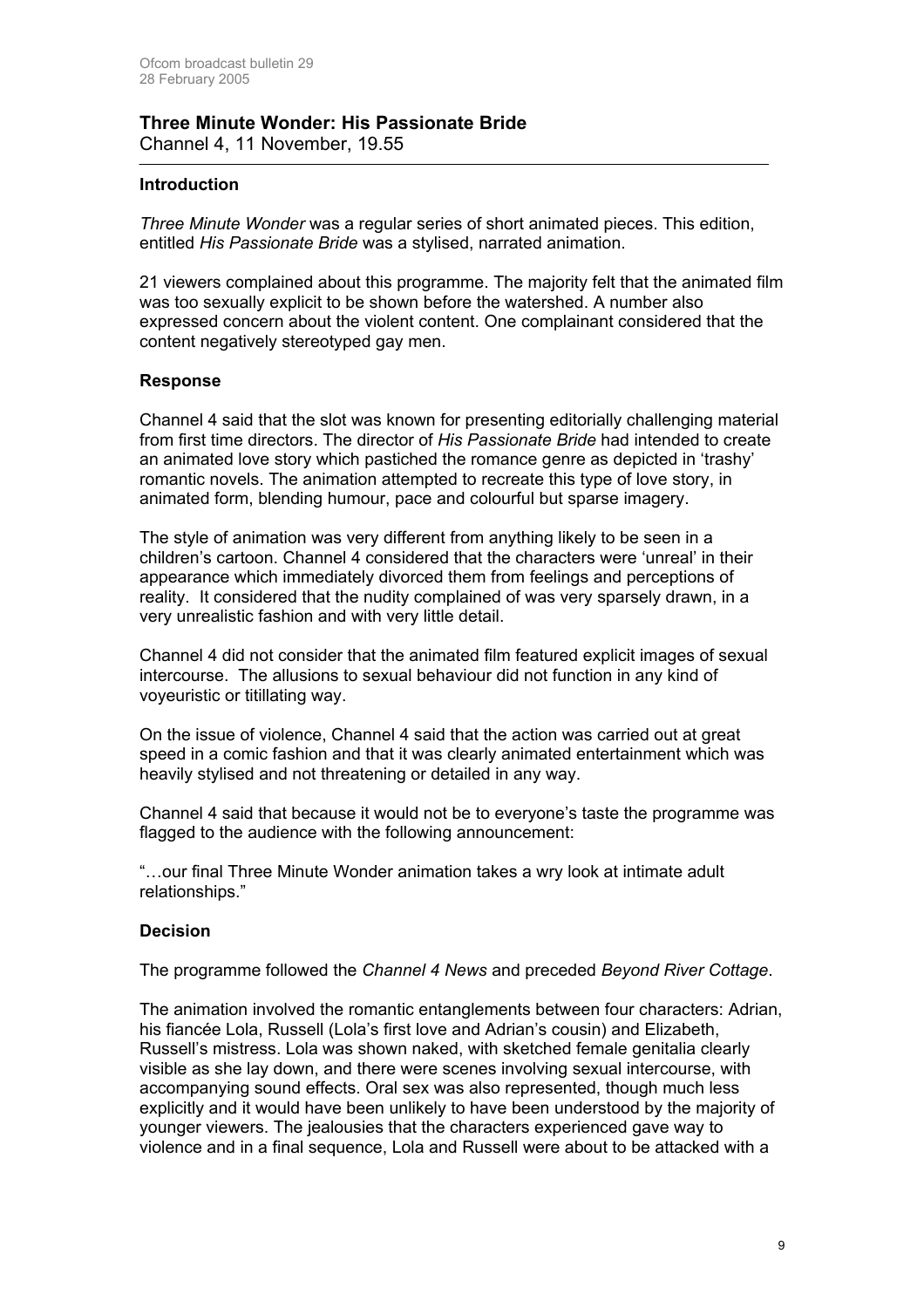## Three Minute Wonder: His Passionate Bride

Channel 4, 11 November, 19.55

### Introduction

*Three Minute Wonder* was a regular series of short animated pieces. This edition, entitled *His Passionate Bride* was a stylised, narrated animation.

21 viewers complained about this programme. The majority felt that the animated film was too sexually explicit to be shown before the watershed. A number also expressed concern about the violent content. One complainant considered that the content negatively stereotyped gay men.

### Response

Channel 4 said that the slot was known for presenting editorially challenging material from first time directors. The director of *His Passionate Bride* had intended to create an animated love story which pastiched the romance genre as depicted in 'trashy' romantic novels. The animation attempted to recreate this type of love story, in animated form, blending humour, pace and colourful but sparse imagery.

The style of animation was very different from anything likely to be seen in a children's cartoon. Channel 4 considered that the characters were 'unreal' in their appearance which immediately divorced them from feelings and perceptions of reality. It considered that the nudity complained of was very sparsely drawn, in a very unrealistic fashion and with very little detail.

Channel 4 did not consider that the animated film featured explicit images of sexual intercourse. The allusions to sexual behaviour did not function in any kind of voyeuristic or titillating way.

On the issue of violence, Channel 4 said that the action was carried out at great speed in a comic fashion and that it was clearly animated entertainment which was heavily stylised and not threatening or detailed in any way.

Channel 4 said that because it would not be to everyone's taste the programme was flagged to the audience with the following announcement:

"…our final Three Minute Wonder animation takes a wry look at intimate adult relationships."

### Decision

The programme followed the *Channel 4 News* and preceded *Beyond River Cottage*.

The animation involved the romantic entanglements between four characters: Adrian, his fiancée Lola, Russell (Lola's first love and Adrian's cousin) and Elizabeth, Russell's mistress. Lola was shown naked, with sketched female genitalia clearly visible as she lay down, and there were scenes involving sexual intercourse, with accompanying sound effects. Oral sex was also represented, though much less explicitly and it would have been unlikely to have been understood by the majority of younger viewers. The jealousies that the characters experienced gave way to violence and in a final sequence, Lola and Russell were about to be attacked with a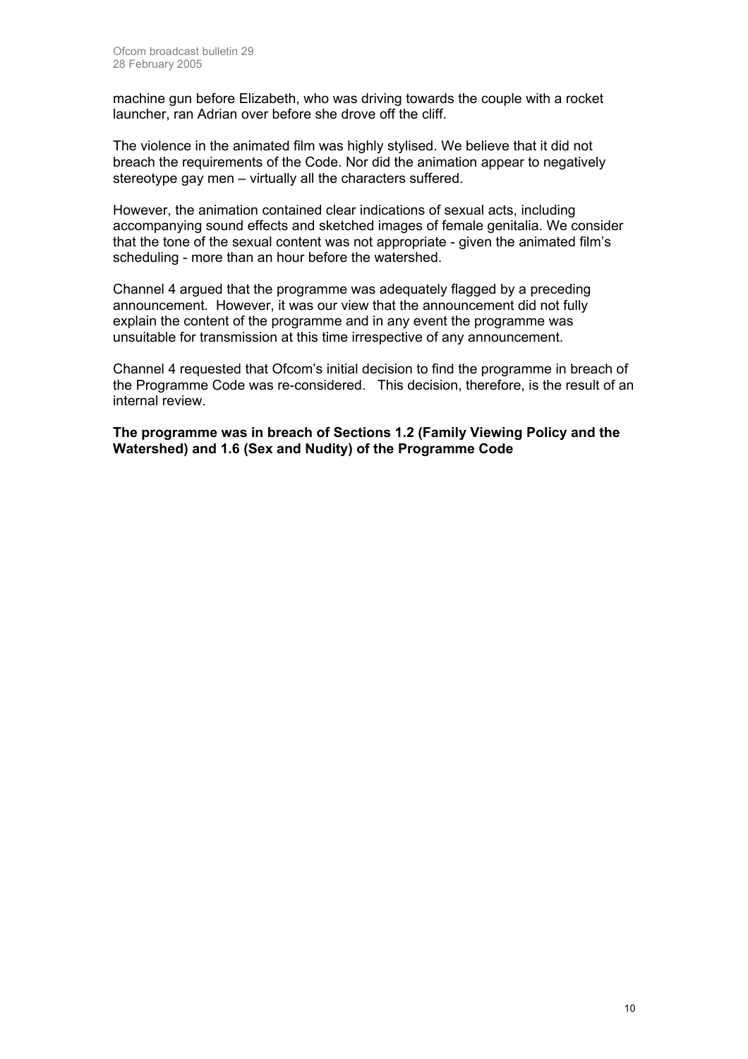machine gun before Elizabeth, who was driving towards the couple with a rocket launcher, ran Adrian over before she drove off the cliff.

The violence in the animated film was highly stylised. We believe that it did not breach the requirements of the Code. Nor did the animation appear to negatively stereotype gay men – virtually all the characters suffered.

However, the animation contained clear indications of sexual acts, including accompanying sound effects and sketched images of female genitalia. We consider that the tone of the sexual content was not appropriate - given the animated film's scheduling - more than an hour before the watershed.

Channel 4 argued that the programme was adequately flagged by a preceding announcement. However, it was our view that the announcement did not fully explain the content of the programme and in any event the programme was unsuitable for transmission at this time irrespective of any announcement.

Channel 4 requested that Ofcom's initial decision to find the programme in breach of the Programme Code was re-considered. This decision, therefore, is the result of an internal review.

**The programme was in breach of Sections 1.2 (Family Viewing Policy and the Watershed) and 1.6 (Sex and Nudity) of the Programme Code**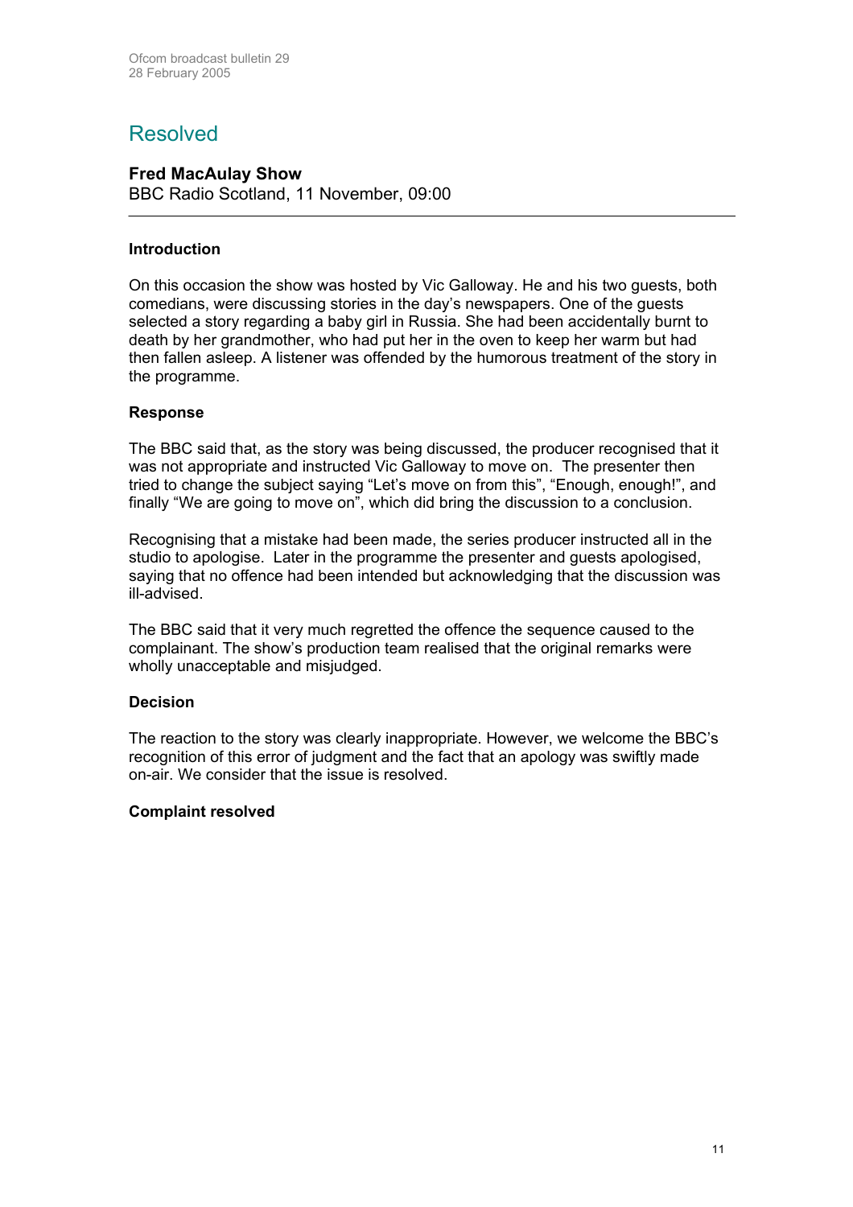## Resolved

### Fred MacAulay Show
BBC Radio Scotland, 11 November, 09:00

---

**Introduction**

On this occasion the show was hosted by Vic Galloway. He and his two guests, both comedians, were discussing stories in the day's newspapers. One of the guests selected a story regarding a baby girl in Russia. She had been accidentally burnt to death by her grandmother, who had put her in the oven to keep her warm but had then fallen asleep. A listener was offended by the humorous treatment of the story in the programme.

**Response**

The BBC said that, as the story was being discussed, the producer recognised that it was not appropriate and instructed Vic Galloway to move on. The presenter then tried to change the subject saying "Let's move on from this", "Enough, enough!", and finally "We are going to move on", which did bring the discussion to a conclusion.

Recognising that a mistake had been made, the series producer instructed all in the studio to apologise. Later in the programme the presenter and guests apologised, saying that no offence had been intended but acknowledging that the discussion was ill-advised.

The BBC said that it very much regretted the offence the sequence caused to the complainant. The show's production team realised that the original remarks were wholly unacceptable and misjudged.

**Decision**

The reaction to the story was clearly inappropriate. However, we welcome the BBC's recognition of this error of judgment and the fact that an apology was swiftly made on-air. We consider that the issue is resolved.

**Complaint resolved**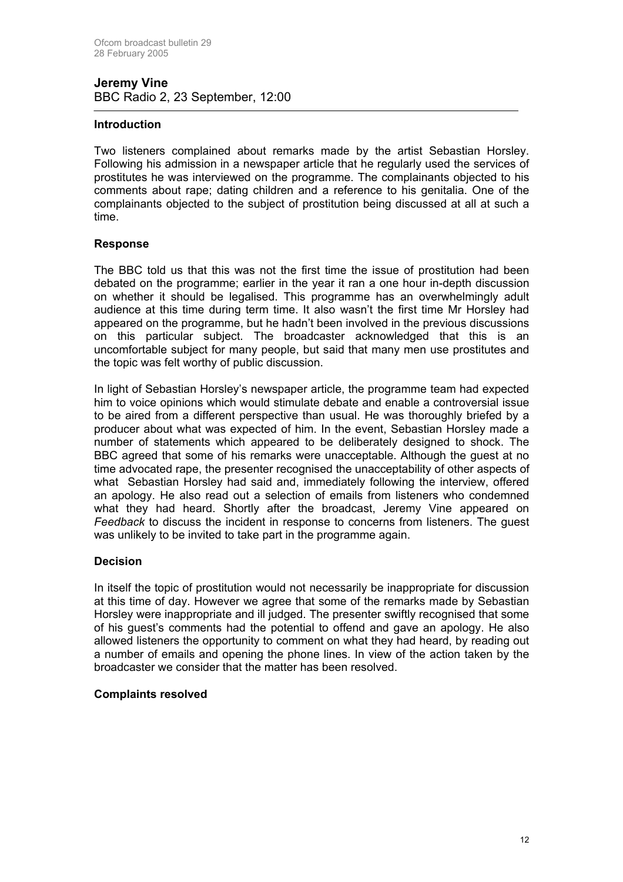## Jeremy Vine

BBC Radio 2, 23 September, 12:00

### Introduction

Two listeners complained about remarks made by the artist Sebastian Horsley. Following his admission in a newspaper article that he regularly used the services of prostitutes he was interviewed on the programme. The complainants objected to his comments about rape; dating children and a reference to his genitalia. One of the complainants objected to the subject of prostitution being discussed at all at such a time.

### Response

The BBC told us that this was not the first time the issue of prostitution had been debated on the programme; earlier in the year it ran a one hour in-depth discussion on whether it should be legalised. This programme has an overwhelmingly adult audience at this time during term time. It also wasn't the first time Mr Horsley had appeared on the programme, but he hadn't been involved in the previous discussions on this particular subject. The broadcaster acknowledged that this is an uncomfortable subject for many people, but said that many men use prostitutes and the topic was felt worthy of public discussion.

In light of Sebastian Horsley's newspaper article, the programme team had expected him to voice opinions which would stimulate debate and enable a controversial issue to be aired from a different perspective than usual. He was thoroughly briefed by a producer about what was expected of him. In the event, Sebastian Horsley made a number of statements which appeared to be deliberately designed to shock. The BBC agreed that some of his remarks were unacceptable. Although the guest at no time advocated rape, the presenter recognised the unacceptability of other aspects of what Sebastian Horsley had said and, immediately following the interview, offered an apology. He also read out a selection of emails from listeners who condemned what they had heard. Shortly after the broadcast, Jeremy Vine appeared on *Feedback* to discuss the incident in response to concerns from listeners. The guest was unlikely to be invited to take part in the programme again.

### Decision

In itself the topic of prostitution would not necessarily be inappropriate for discussion at this time of day. However we agree that some of the remarks made by Sebastian Horsley were inappropriate and ill judged. The presenter swiftly recognised that some of his guest's comments had the potential to offend and gave an apology. He also allowed listeners the opportunity to comment on what they had heard, by reading out a number of emails and opening the phone lines. In view of the action taken by the broadcaster we consider that the matter has been resolved.

### Complaints resolved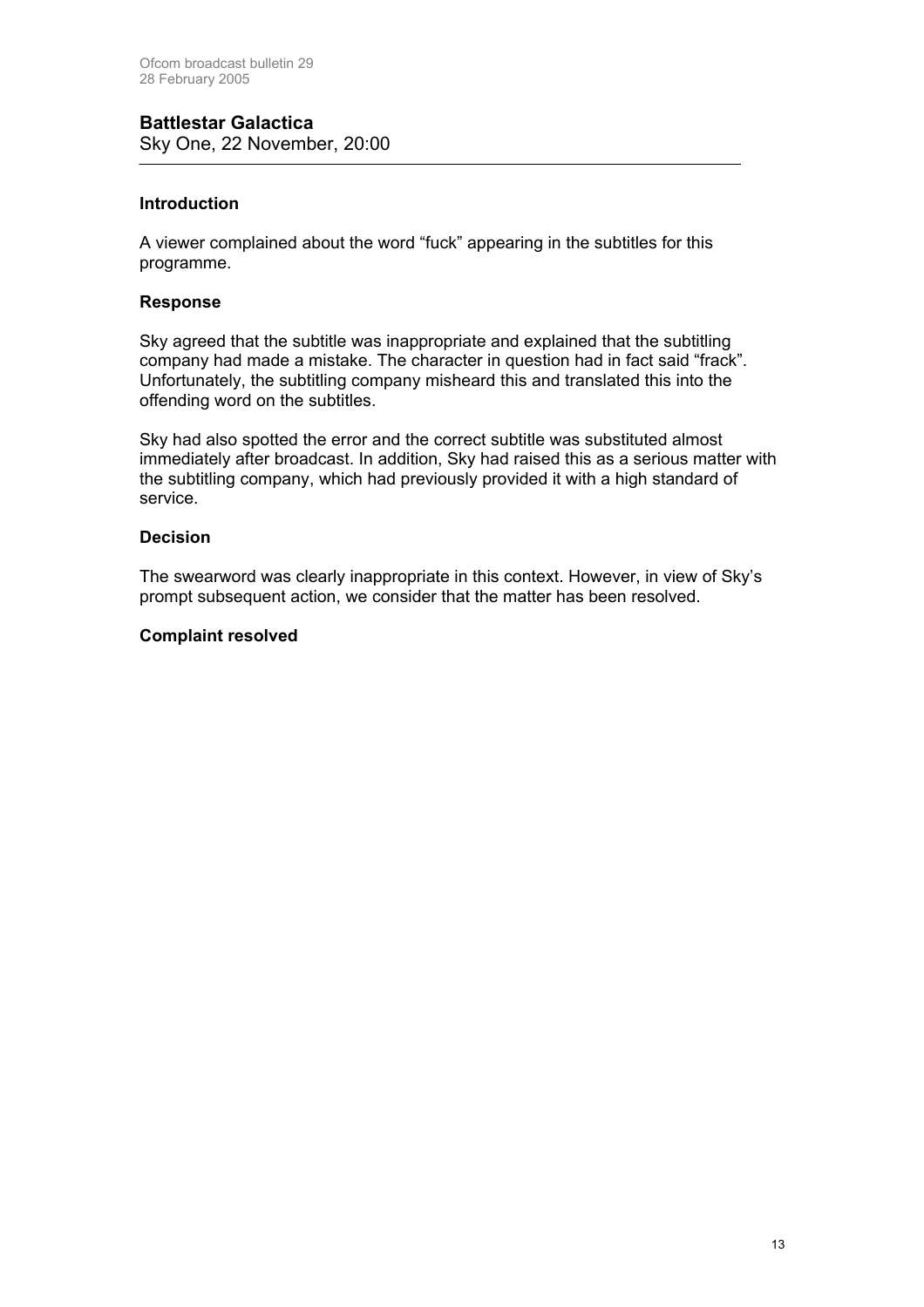## Battlestar Galactica

Sky One, 22 November, 20:00

---

### Introduction

A viewer complained about the word "fuck" appearing in the subtitles for this programme.

### Response

Sky agreed that the subtitle was inappropriate and explained that the subtitling company had made a mistake. The character in question had in fact said "frack". Unfortunately, the subtitling company misheard this and translated this into the offending word on the subtitles.

Sky had also spotted the error and the correct subtitle was substituted almost immediately after broadcast. In addition, Sky had raised this as a serious matter with the subtitling company, which had previously provided it with a high standard of service.

### Decision

The swearword was clearly inappropriate in this context. However, in view of Sky's prompt subsequent action, we consider that the matter has been resolved.

**Complaint resolved**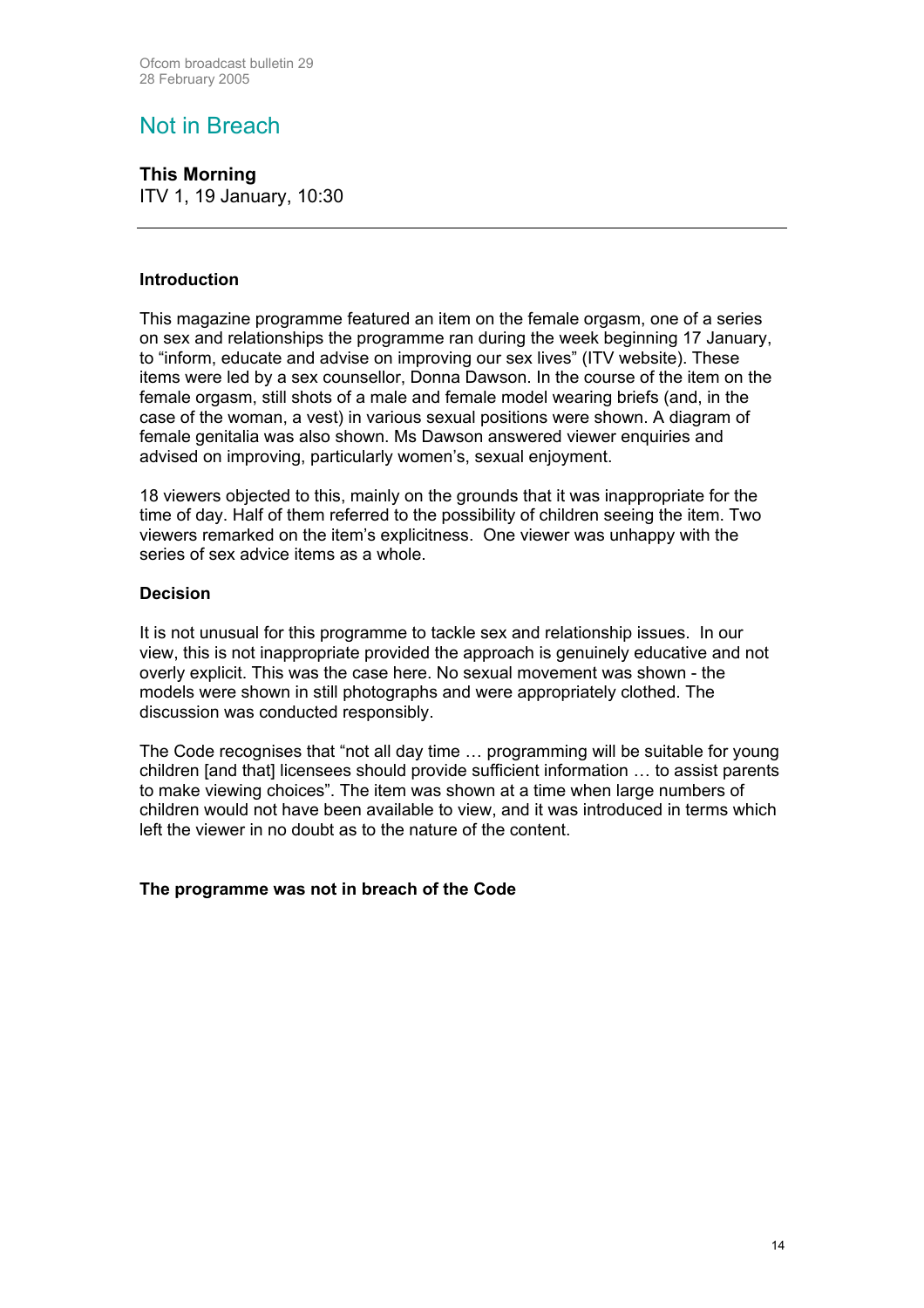# Not in Breach

**This Morning**
ITV 1, 19 January, 10:30

---

**Introduction**

This magazine programme featured an item on the female orgasm, one of a series on sex and relationships the programme ran during the week beginning 17 January, to "inform, educate and advise on improving our sex lives" (ITV website). These items were led by a sex counsellor, Donna Dawson. In the course of the item on the female orgasm, still shots of a male and female model wearing briefs (and, in the case of the woman, a vest) in various sexual positions were shown. A diagram of female genitalia was also shown. Ms Dawson answered viewer enquiries and advised on improving, particularly women's, sexual enjoyment.

18 viewers objected to this, mainly on the grounds that it was inappropriate for the time of day. Half of them referred to the possibility of children seeing the item. Two viewers remarked on the item's explicitness. One viewer was unhappy with the series of sex advice items as a whole.

**Decision**

It is not unusual for this programme to tackle sex and relationship issues. In our view, this is not inappropriate provided the approach is genuinely educative and not overly explicit. This was the case here. No sexual movement was shown - the models were shown in still photographs and were appropriately clothed. The discussion was conducted responsibly.

The Code recognises that "not all day time … programming will be suitable for young children [and that] licensees should provide sufficient information … to assist parents to make viewing choices". The item was shown at a time when large numbers of children would not have been available to view, and it was introduced in terms which left the viewer in no doubt as to the nature of the content.

**The programme was not in breach of the Code**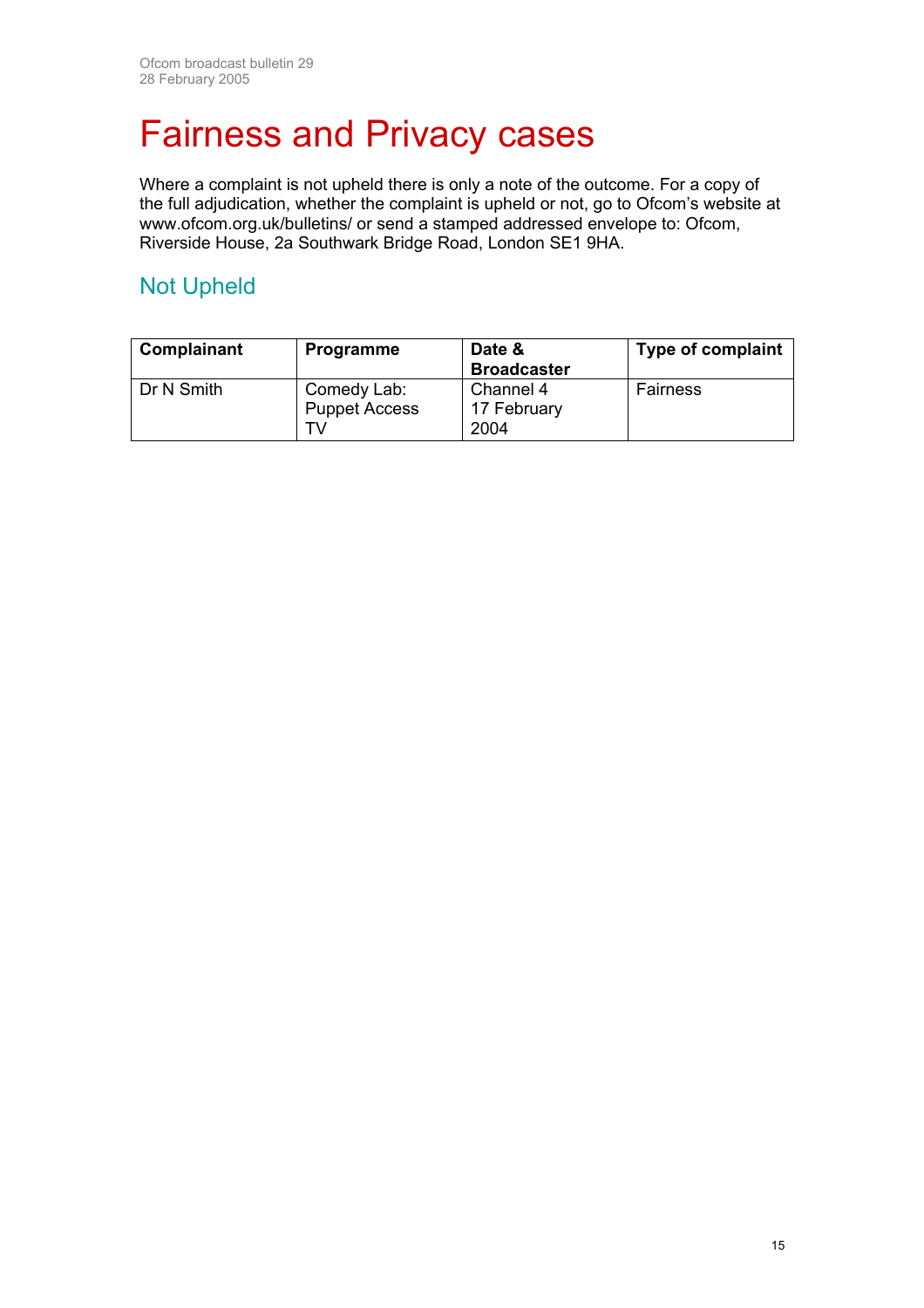# Fairness and Privacy cases

Where a complaint is not upheld there is only a note of the outcome. For a copy of the full adjudication, whether the complaint is upheld or not, go to Ofcom's website at www.ofcom.org.uk/bulletins/ or send a stamped addressed envelope to: Ofcom, Riverside House, 2a Southwark Bridge Road, London SE1 9HA.

## Not Upheld

| Complainant | Programme | Date & Broadcaster | Type of complaint |
|---|---|---|---|
| Dr N Smith | Comedy Lab: Puppet Access TV | Channel 4 17 February 2004 | Fairness |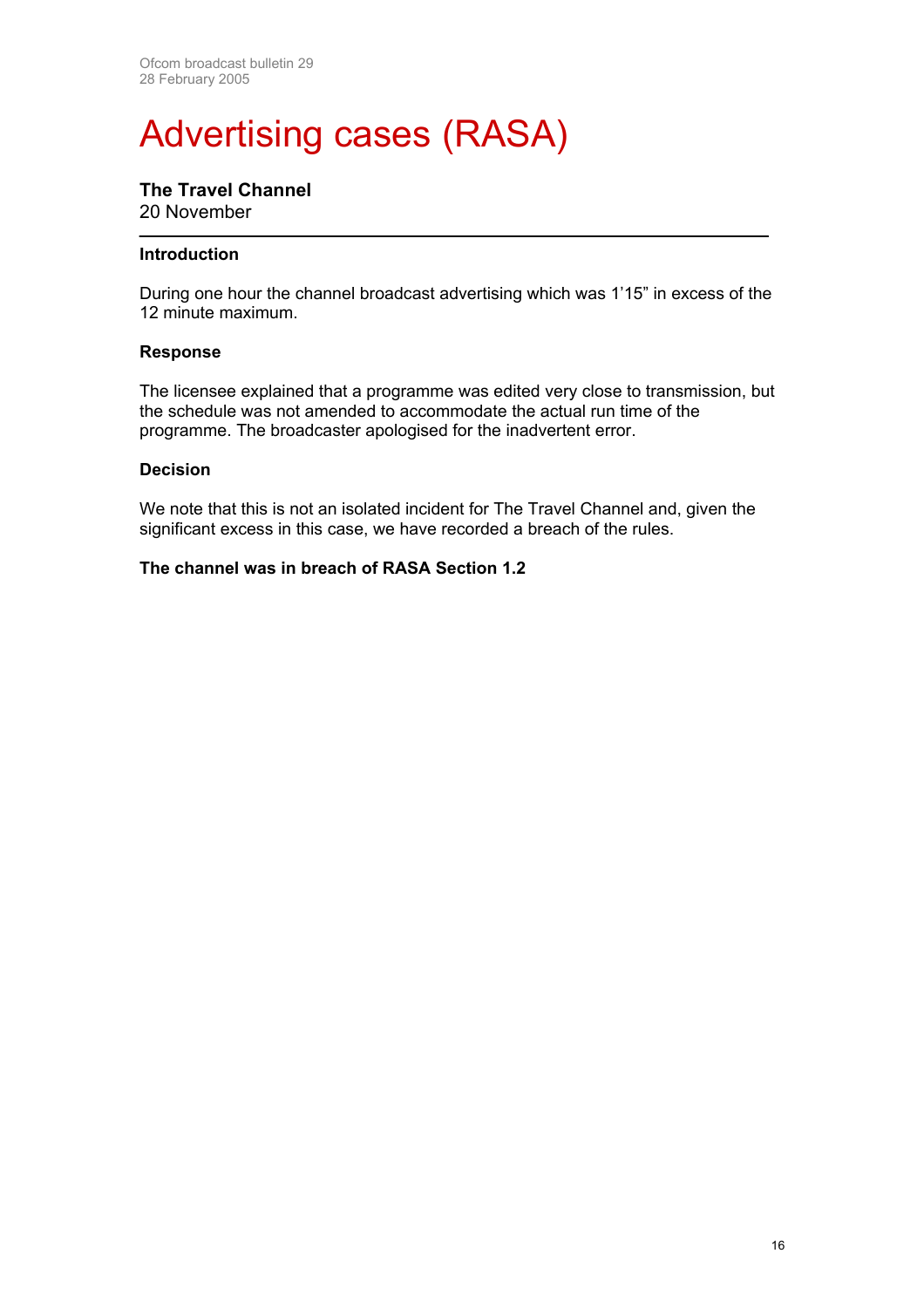# Advertising cases (RASA)

**The Travel Channel**
20 November

---

**Introduction**

During one hour the channel broadcast advertising which was 1'15" in excess of the 12 minute maximum.

**Response**

The licensee explained that a programme was edited very close to transmission, but the schedule was not amended to accommodate the actual run time of the programme. The broadcaster apologised for the inadvertent error.

**Decision**

We note that this is not an isolated incident for The Travel Channel and, given the significant excess in this case, we have recorded a breach of the rules.

**The channel was in breach of RASA Section 1.2**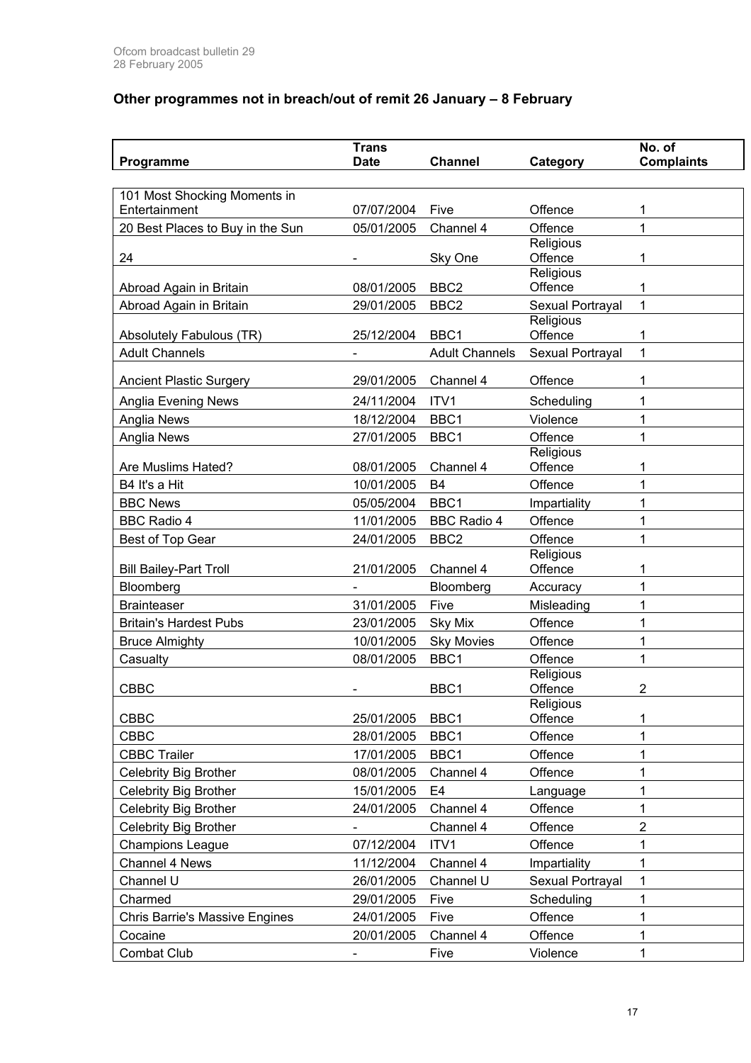## Other programmes not in breach/out of remit 26 January – 8 February

| Programme | Trans Date | Channel | Category | No. of Complaints |
|---|---|---|---|---|
| 101 Most Shocking Moments in Entertainment | 07/07/2004 | Five | Offence | 1 |
| 20 Best Places to Buy in the Sun | 05/01/2005 | Channel 4 | Offence | 1 |
| 24 | - | Sky One | Religious Offence | 1 |
| Abroad Again in Britain | 08/01/2005 | BBC2 | Religious Offence | 1 |
| Abroad Again in Britain | 29/01/2005 | BBC2 | Sexual Portrayal | 1 |
| Absolutely Fabulous (TR) | 25/12/2004 | BBC1 | Religious Offence | 1 |
| Adult Channels | - | Adult Channels | Sexual Portrayal | 1 |
| Ancient Plastic Surgery | 29/01/2005 | Channel 4 | Offence | 1 |
| Anglia Evening News | 24/11/2004 | ITV1 | Scheduling | 1 |
| Anglia News | 18/12/2004 | BBC1 | Violence | 1 |
| Anglia News | 27/01/2005 | BBC1 | Offence | 1 |
| Are Muslims Hated? | 08/01/2005 | Channel 4 | Religious Offence | 1 |
| B4 It's a Hit | 10/01/2005 | B4 | Offence | 1 |
| BBC News | 05/05/2004 | BBC1 | Impartiality | 1 |
| BBC Radio 4 | 11/01/2005 | BBC Radio 4 | Offence | 1 |
| Best of Top Gear | 24/01/2005 | BBC2 | Offence | 1 |
| Bill Bailey-Part Troll | 21/01/2005 | Channel 4 | Religious Offence | 1 |
| Bloomberg | - | Bloomberg | Accuracy | 1 |
| Brainteaser | 31/01/2005 | Five | Misleading | 1 |
| Britain's Hardest Pubs | 23/01/2005 | Sky Mix | Offence | 1 |
| Bruce Almighty | 10/01/2005 | Sky Movies | Offence | 1 |
| Casualty | 08/01/2005 | BBC1 | Offence | 1 |
| CBBC | - | BBC1 | Religious Offence | 2 |
| CBBC | 25/01/2005 | BBC1 | Religious Offence | 1 |
| CBBC | 28/01/2005 | BBC1 | Offence | 1 |
| CBBC Trailer | 17/01/2005 | BBC1 | Offence | 1 |
| Celebrity Big Brother | 08/01/2005 | Channel 4 | Offence | 1 |
| Celebrity Big Brother | 15/01/2005 | E4 | Language | 1 |
| Celebrity Big Brother | 24/01/2005 | Channel 4 | Offence | 1 |
| Celebrity Big Brother | - | Channel 4 | Offence | 2 |
| Champions League | 07/12/2004 | ITV1 | Offence | 1 |
| Channel 4 News | 11/12/2004 | Channel 4 | Impartiality | 1 |
| Channel U | 26/01/2005 | Channel U | Sexual Portrayal | 1 |
| Charmed | 29/01/2005 | Five | Scheduling | 1 |
| Chris Barrie's Massive Engines | 24/01/2005 | Five | Offence | 1 |
| Cocaine | 20/01/2005 | Channel 4 | Offence | 1 |
| Combat Club | - | Five | Violence | 1 |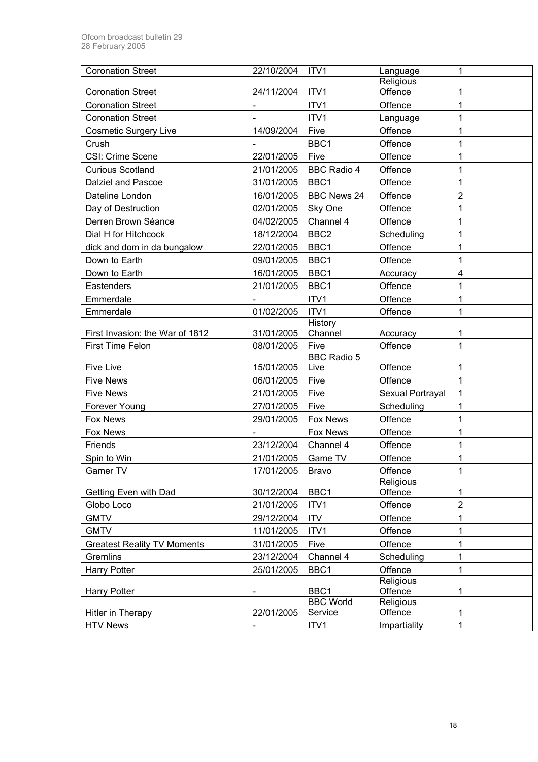| Coronation Street | 22/10/2004 | ITV1 | Language | 1 |
|---|---|---|---|---|
| Coronation Street | 24/11/2004 | ITV1 | Religious Offence | 1 |
| Coronation Street | - | ITV1 | Offence | 1 |
| Coronation Street | - | ITV1 | Language | 1 |
| Cosmetic Surgery Live | 14/09/2004 | Five | Offence | 1 |
| Crush | - | BBC1 | Offence | 1 |
| CSI: Crime Scene | 22/01/2005 | Five | Offence | 1 |
| Curious Scotland | 21/01/2005 | BBC Radio 4 | Offence | 1 |
| Dalziel and Pascoe | 31/01/2005 | BBC1 | Offence | 1 |
| Dateline London | 16/01/2005 | BBC News 24 | Offence | 2 |
| Day of Destruction | 02/01/2005 | Sky One | Offence | 1 |
| Derren Brown Séance | 04/02/2005 | Channel 4 | Offence | 1 |
| Dial H for Hitchcock | 18/12/2004 | BBC2 | Scheduling | 1 |
| dick and dom in da bungalow | 22/01/2005 | BBC1 | Offence | 1 |
| Down to Earth | 09/01/2005 | BBC1 | Offence | 1 |
| Down to Earth | 16/01/2005 | BBC1 | Accuracy | 4 |
| Eastenders | 21/01/2005 | BBC1 | Offence | 1 |
| Emmerdale | - | ITV1 | Offence | 1 |
| Emmerdale | 01/02/2005 | ITV1 | Offence | 1 |
| First Invasion: the War of 1812 | 31/01/2005 | History Channel | Accuracy | 1 |
| First Time Felon | 08/01/2005 | Five | Offence | 1 |
| Five Live | 15/01/2005 | BBC Radio 5 Live | Offence | 1 |
| Five News | 06/01/2005 | Five | Offence | 1 |
| Five News | 21/01/2005 | Five | Sexual Portrayal | 1 |
| Forever Young | 27/01/2005 | Five | Scheduling | 1 |
| Fox News | 29/01/2005 | Fox News | Offence | 1 |
| Fox News | - | Fox News | Offence | 1 |
| Friends | 23/12/2004 | Channel 4 | Offence | 1 |
| Spin to Win | 21/01/2005 | Game TV | Offence | 1 |
| Gamer TV | 17/01/2005 | Bravo | Offence | 1 |
| Getting Even with Dad | 30/12/2004 | BBC1 | Religious Offence | 1 |
| Globo Loco | 21/01/2005 | ITV1 | Offence | 2 |
| GMTV | 29/12/2004 | ITV | Offence | 1 |
| GMTV | 11/01/2005 | ITV1 | Offence | 1 |
| Greatest Reality TV Moments | 31/01/2005 | Five | Offence | 1 |
| Gremlins | 23/12/2004 | Channel 4 | Scheduling | 1 |
| Harry Potter | 25/01/2005 | BBC1 | Offence | 1 |
| Harry Potter | - | BBC1 | Religious Offence | 1 |
| Hitler in Therapy | 22/01/2005 | BBC World Service | Religious Offence | 1 |
| HTV News | - | ITV1 | Impartiality | 1 |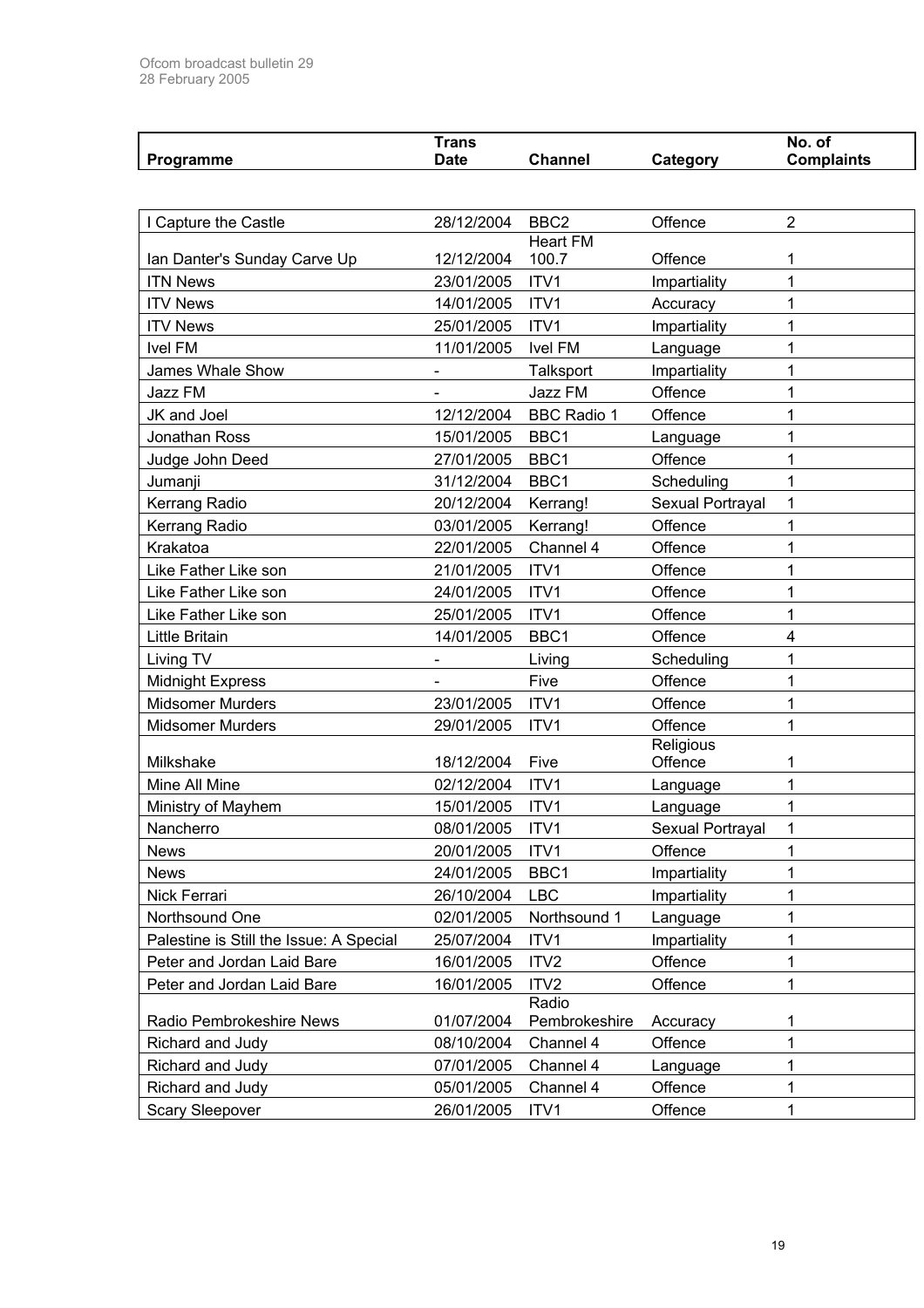| Programme | Trans Date | Channel | Category | No. of Complaints |
|---|---|---|---|---|
| I Capture the Castle | 28/12/2004 | BBC2 | Offence | 2 |
| Ian Danter's Sunday Carve Up | 12/12/2004 | Heart FM 100.7 | Offence | 1 |
| ITN News | 23/01/2005 | ITV1 | Impartiality | 1 |
| ITV News | 14/01/2005 | ITV1 | Accuracy | 1 |
| ITV News | 25/01/2005 | ITV1 | Impartiality | 1 |
| Ivel FM | 11/01/2005 | Ivel FM | Language | 1 |
| James Whale Show | - | Talksport | Impartiality | 1 |
| Jazz FM | - | Jazz FM | Offence | 1 |
| JK and Joel | 12/12/2004 | BBC Radio 1 | Offence | 1 |
| Jonathan Ross | 15/01/2005 | BBC1 | Language | 1 |
| Judge John Deed | 27/01/2005 | BBC1 | Offence | 1 |
| Jumanji | 31/12/2004 | BBC1 | Scheduling | 1 |
| Kerrang Radio | 20/12/2004 | Kerrang! | Sexual Portrayal | 1 |
| Kerrang Radio | 03/01/2005 | Kerrang! | Offence | 1 |
| Krakatoa | 22/01/2005 | Channel 4 | Offence | 1 |
| Like Father Like son | 21/01/2005 | ITV1 | Offence | 1 |
| Like Father Like son | 24/01/2005 | ITV1 | Offence | 1 |
| Like Father Like son | 25/01/2005 | ITV1 | Offence | 1 |
| Little Britain | 14/01/2005 | BBC1 | Offence | 4 |
| Living TV | - | Living | Scheduling | 1 |
| Midnight Express | - | Five | Offence | 1 |
| Midsomer Murders | 23/01/2005 | ITV1 | Offence | 1 |
| Midsomer Murders | 29/01/2005 | ITV1 | Offence | 1 |
| Milkshake | 18/12/2004 | Five | Religious Offence | 1 |
| Mine All Mine | 02/12/2004 | ITV1 | Language | 1 |
| Ministry of Mayhem | 15/01/2005 | ITV1 | Language | 1 |
| Nancherro | 08/01/2005 | ITV1 | Sexual Portrayal | 1 |
| News | 20/01/2005 | ITV1 | Offence | 1 |
| News | 24/01/2005 | BBC1 | Impartiality | 1 |
| Nick Ferrari | 26/10/2004 | LBC | Impartiality | 1 |
| Northsound One | 02/01/2005 | Northsound 1 | Language | 1 |
| Palestine is Still the Issue: A Special | 25/07/2004 | ITV1 | Impartiality | 1 |
| Peter and Jordan Laid Bare | 16/01/2005 | ITV2 | Offence | 1 |
| Peter and Jordan Laid Bare | 16/01/2005 | ITV2 | Offence | 1 |
| Radio Pembrokeshire News | 01/07/2004 | Radio Pembrokeshire | Accuracy | 1 |
| Richard and Judy | 08/10/2004 | Channel 4 | Offence | 1 |
| Richard and Judy | 07/01/2005 | Channel 4 | Language | 1 |
| Richard and Judy | 05/01/2005 | Channel 4 | Offence | 1 |
| Scary Sleepover | 26/01/2005 | ITV1 | Offence | 1 |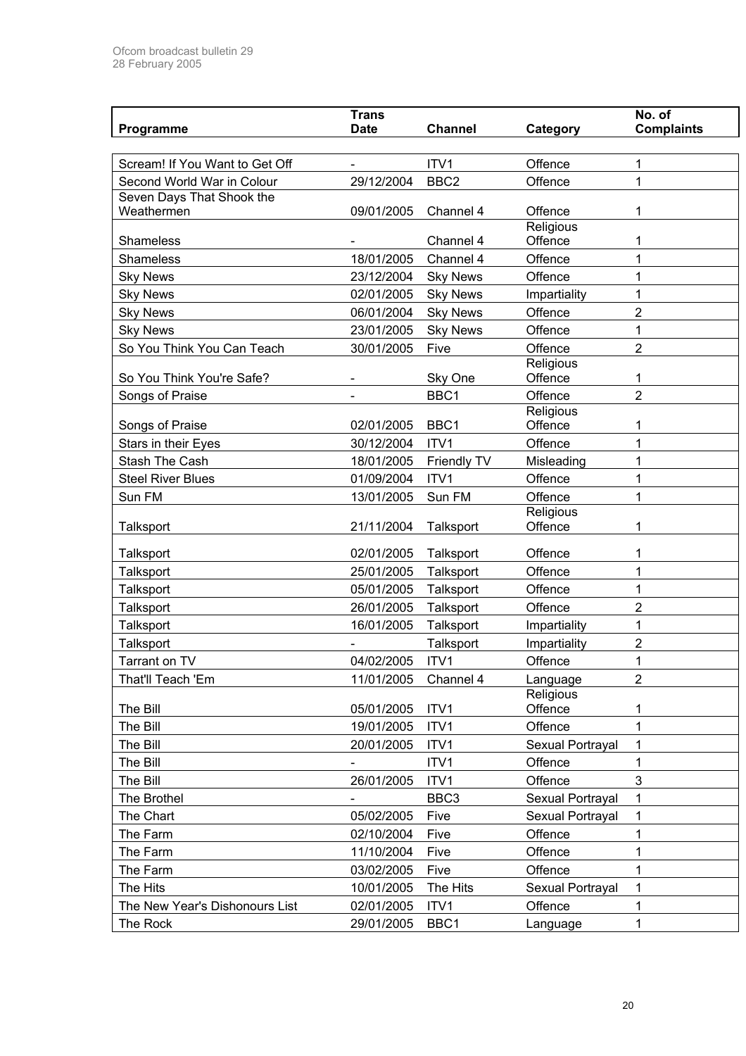| Programme | Trans Date | Channel | Category | No. of Complaints |
|---|---|---|---|---|
| Scream! If You Want to Get Off | - | ITV1 | Offence | 1 |
| Second World War in Colour | 29/12/2004 | BBC2 | Offence | 1 |
| Seven Days That Shook the Weathermen | 09/01/2005 | Channel 4 | Offence | 1 |
| Shameless | - | Channel 4 | Religious Offence | 1 |
| Shameless | 18/01/2005 | Channel 4 | Offence | 1 |
| Sky News | 23/12/2004 | Sky News | Offence | 1 |
| Sky News | 02/01/2005 | Sky News | Impartiality | 1 |
| Sky News | 06/01/2004 | Sky News | Offence | 2 |
| Sky News | 23/01/2005 | Sky News | Offence | 1 |
| So You Think You Can Teach | 30/01/2005 | Five | Offence | 2 |
| So You Think You're Safe? | - | Sky One | Religious Offence | 1 |
| Songs of Praise | - | BBC1 | Offence | 2 |
| Songs of Praise | 02/01/2005 | BBC1 | Religious Offence | 1 |
| Stars in their Eyes | 30/12/2004 | ITV1 | Offence | 1 |
| Stash The Cash | 18/01/2005 | Friendly TV | Misleading | 1 |
| Steel River Blues | 01/09/2004 | ITV1 | Offence | 1 |
| Sun FM | 13/01/2005 | Sun FM | Offence | 1 |
| Talksport | 21/11/2004 | Talksport | Religious Offence | 1 |
| Talksport | 02/01/2005 | Talksport | Offence | 1 |
| Talksport | 25/01/2005 | Talksport | Offence | 1 |
| Talksport | 05/01/2005 | Talksport | Offence | 1 |
| Talksport | 26/01/2005 | Talksport | Offence | 2 |
| Talksport | 16/01/2005 | Talksport | Impartiality | 1 |
| Talksport | - | Talksport | Impartiality | 2 |
| Tarrant on TV | 04/02/2005 | ITV1 | Offence | 1 |
| That'll Teach 'Em | 11/01/2005 | Channel 4 | Language | 2 |
| The Bill | 05/01/2005 | ITV1 | Religious Offence | 1 |
| The Bill | 19/01/2005 | ITV1 | Offence | 1 |
| The Bill | 20/01/2005 | ITV1 | Sexual Portrayal | 1 |
| The Bill | - | ITV1 | Offence | 1 |
| The Bill | 26/01/2005 | ITV1 | Offence | 3 |
| The Brothel | - | BBC3 | Sexual Portrayal | 1 |
| The Chart | 05/02/2005 | Five | Sexual Portrayal | 1 |
| The Farm | 02/10/2004 | Five | Offence | 1 |
| The Farm | 11/10/2004 | Five | Offence | 1 |
| The Farm | 03/02/2005 | Five | Offence | 1 |
| The Hits | 10/01/2005 | The Hits | Sexual Portrayal | 1 |
| The New Year's Dishonours List | 02/01/2005 | ITV1 | Offence | 1 |
| The Rock | 29/01/2005 | BBC1 | Language | 1 |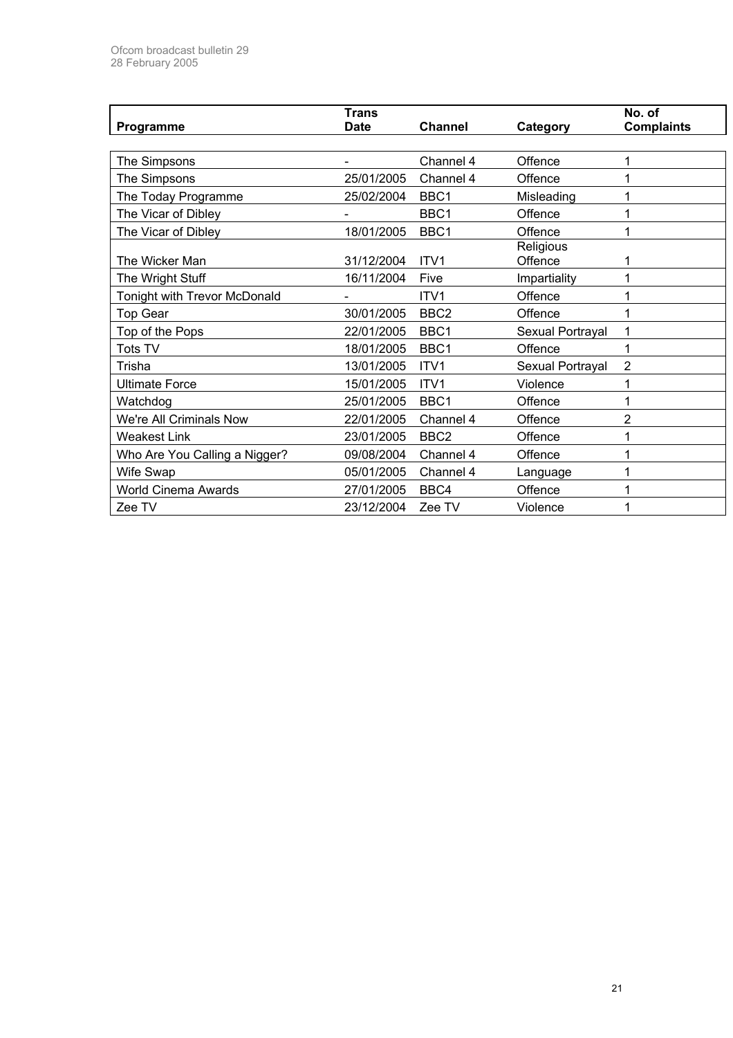| Programme | Trans Date | Channel | Category | No. of Complaints |
|---|---|---|---|---|
| The Simpsons | - | Channel 4 | Offence | 1 |
| The Simpsons | 25/01/2005 | Channel 4 | Offence | 1 |
| The Today Programme | 25/02/2004 | BBC1 | Misleading | 1 |
| The Vicar of Dibley | - | BBC1 | Offence | 1 |
| The Vicar of Dibley | 18/01/2005 | BBC1 | Offence | 1 |
| The Wicker Man | 31/12/2004 | ITV1 | Religious Offence | 1 |
| The Wright Stuff | 16/11/2004 | Five | Impartiality | 1 |
| Tonight with Trevor McDonald | - | ITV1 | Offence | 1 |
| Top Gear | 30/01/2005 | BBC2 | Offence | 1 |
| Top of the Pops | 22/01/2005 | BBC1 | Sexual Portrayal | 1 |
| Tots TV | 18/01/2005 | BBC1 | Offence | 1 |
| Trisha | 13/01/2005 | ITV1 | Sexual Portrayal | 2 |
| Ultimate Force | 15/01/2005 | ITV1 | Violence | 1 |
| Watchdog | 25/01/2005 | BBC1 | Offence | 1 |
| We're All Criminals Now | 22/01/2005 | Channel 4 | Offence | 2 |
| Weakest Link | 23/01/2005 | BBC2 | Offence | 1 |
| Who Are You Calling a Nigger? | 09/08/2004 | Channel 4 | Offence | 1 |
| Wife Swap | 05/01/2005 | Channel 4 | Language | 1 |
| World Cinema Awards | 27/01/2005 | BBC4 | Offence | 1 |
| Zee TV | 23/12/2004 | Zee TV | Violence | 1 |